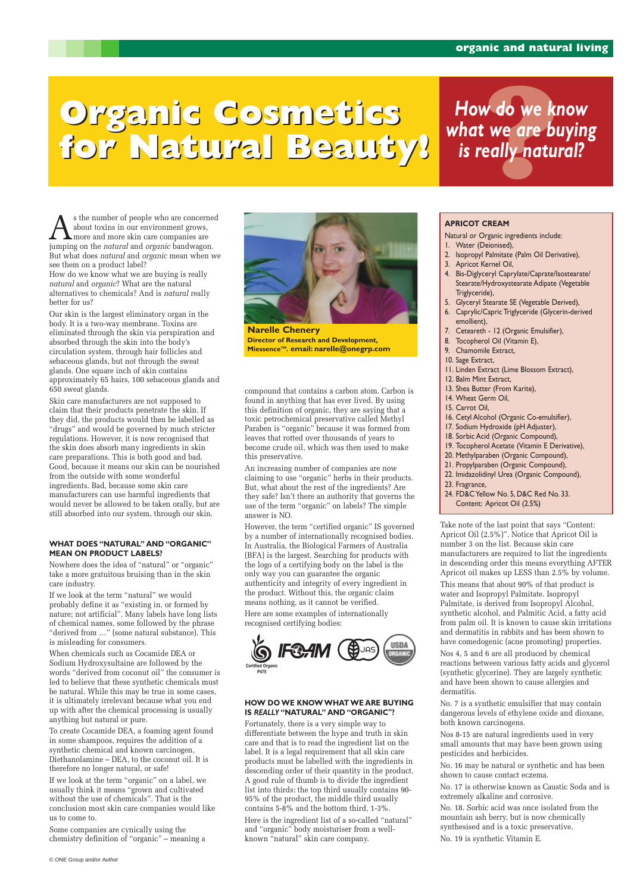# Organic Cosmetics for Natural Beauty!

## How do we know what we are buying is really natural?

As the number of people who are concerned about toxins in our environment grows, more and more skin care companies are jumping on the *natural* and *organic* bandwagon. But what does *natural* and *organic* mean when we see them on a product label?

How do we know what we are buying is really *natural* and *organic*? What are the natural alternatives to chemicals? And is *natural* really better for us?

Our skin is the largest eliminatory organ in the body. It is a two-way membrane. Toxins are eliminated through the skin via perspiration and absorbed through the skin into the body's circulation system, through hair follicles and sebaceous glands, but not through the sweat glands. One square inch of skin contains approximately 65 hairs, 100 sebaceous glands and 650 sweat glands.

Skin care manufacturers are not supposed to claim that their products penetrate the skin. If they did, the products would then be labelled as "drugs" and would be governed by much stricter regulations. However, it is now recognised that the skin does absorb many ingredients in skin care preparations. This is both good and bad. Good, because it means our skin can be nourished from the outside with some wonderful ingredients. Bad, because some skin care manufacturers can use harmful ingredients that would never be allowed to be taken orally, but are still absorbed into our system, through our skin.

### WHAT DOES "NATURAL" AND "ORGANIC" MEAN ON PRODUCT LABELS?

Nowhere does the idea of "natural" or "organic" take a more gratuitous bruising than in the skin care industry.

If we look at the term "natural" we would probably define it as "existing in, or formed by nature; not artificial". Many labels have long lists of chemical names, some followed by the phrase "derived from …" (some natural substance). This is misleading for consumers.

When chemicals such as Cocamide DEA or Sodium Hydroxysultaine are followed by the words "derived from coconut oil" the consumer is led to believe that these synthetic chemicals must be natural. While this may be true in some cases, it is ultimately irrelevant because what you end up with after the chemical processing is usually anything but natural or pure.

To create Cocamide DEA, a foaming agent found in some shampoos, requires the addition of a synthetic chemical and known carcinogen, Diethanolamine – DEA, to the coconut oil. It is therefore no longer natural, or safe!

If we look at the term "organic" on a label, we usually think it means "grown and cultivated without the use of chemicals". That is the conclusion most skin care companies would like us to come to.

Some companies are cynically using the chemistry definition of "organic" – meaning a compound that contains a carbon atom. Carbon is found in anything that has ever lived. By using this definition of organic, they are saying that a toxic petrochemical preservative called Methyl Paraben is "organic" because it was formed from leaves that rotted over thousands of years to become crude oil, which was then used to make this preservative.

**Narelle Chenery**
**Director of Research and Development, Miessence™. email: narelle@onegrp.com**

An increasing number of companies are now claiming to use "organic" herbs in their products. But, what about the rest of the ingredients? Are they safe? Isn't there an authority that governs the use of the term "organic" on labels? The simple answer is NO.

However, the term "certified organic" IS governed by a number of internationally recognised bodies. In Australia, the Biological Farmers of Australia (BFA) is the largest. Searching for products with the logo of a certifying body on the label is the only way you can guarantee the organic authenticity and integrity of every ingredient in the product. Without this, the organic claim means nothing, as it cannot be verified.

Here are some examples of internationally recognised certifying bodies:

Certified Organic P475 · IFOAM · JAS · USDA ORGANIC

### HOW DO WE KNOW WHAT WE ARE BUYING IS *REALLY* "NATURAL" AND "ORGANIC"?

Fortunately, there is a very simple way to differentiate between the hype and truth in skin care and that is to read the ingredient list on the label. It is a legal requirement that all skin care products must be labelled with the ingredients in descending order of their quantity in the product. A good rule of thumb is to divide the ingredient list into thirds: the top third usually contains 90-95% of the product, the middle third usually contains 5-8% and the bottom third, 1-3%.

Here is the ingredient list of a so-called "natural" and "organic" body moisturiser from a well-known "natural" skin care company.

**APRICOT CREAM**

Natural or Organic ingredients include:

1. Water (Deionised),
2. Isopropyl Palmitate (Palm Oil Derivative),
3. Apricot Kernel Oil,
4. Bis-Diglyceryl Caprylate/Caprate/Isostearate/Stearate/Hydroxystearate Adipate (Vegetable Triglyceride),
5. Glyceryl Stearate SE (Vegetable Derived),
6. Caprylic/Capric Triglyceride (Glycerin-derived emollient),
7. Ceteareth - 12 (Organic Emulsifier),
8. Tocopherol Oil (Vitamin E),
9. Chamomile Extract,
10. Sage Extract,
11. Linden Extract (Lime Blossom Extract),
12. Balm Mint Extract,
13. Shea Butter (From Karite),
14. Wheat Germ Oil,
15. Carrot Oil,
16. Cetyl Alcohol (Organic Co-emulsifier),
17. Sodium Hydroxide (pH Adjuster),
18. Sorbic Acid (Organic Compound),
19. Tocopherol Acetate (Vitamin E Derivative),
20. Methylparaben (Organic Compound),
21. Propylparaben (Organic Compound),
22. Imidazolidinyl Urea (Organic Compound),
23. Fragrance,
24. FD&C Yellow No. 5, D&C Red No. 33.
    Content: Apricot Oil (2.5%)

Take note of the last point that says "Content: Apricot Oil (2.5%)". Notice that Apricot Oil is number 3 on the list. Because skin care manufacturers are required to list the ingredients in descending order this means everything AFTER Apricot oil makes up LESS than 2.5% by volume.

This means that about 90% of that product is water and Isopropyl Palmitate. Isopropyl Palmitate, is derived from Isopropyl Alcohol, synthetic alcohol, and Palmitic Acid, a fatty acid from palm oil. It is known to cause skin irritations and dermatitis in rabbits and has been shown to have comedogenic (acne promoting) properties.

Nos 4, 5 and 6 are all produced by chemical reactions between various fatty acids and glycerol (synthetic glycerine). They are largely synthetic and have been shown to cause allergies and dermatitis.

No. 7 is a synthetic emulsifier that may contain dangerous levels of ethylene oxide and dioxane, both known carcinogens.

Nos 8-15 are natural ingredients used in very small amounts that may have been grown using pesticides and herbicides.

No. 16 may be natural or synthetic and has been shown to cause contact eczema.

No. 17 is otherwise known as Caustic Soda and is extremely alkaline and corrosive.

No. 18. Sorbic acid was once isolated from the mountain ash berry, but is now chemically synthesised and is a toxic preservative.

No. 19 is synthetic Vitamin E.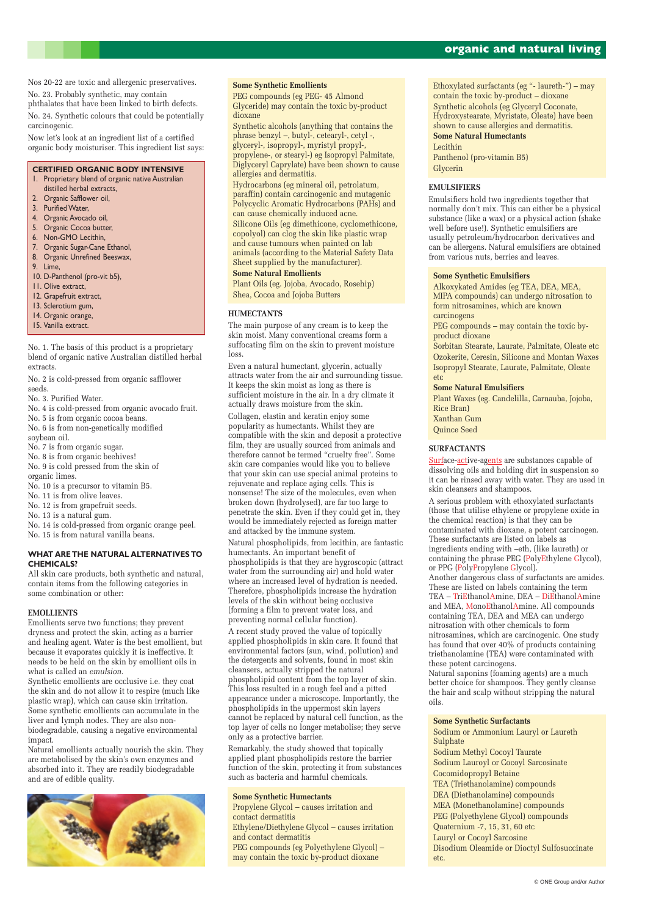Nos 20-22 are toxic and allergenic preservatives.

No. 23. Probably synthetic, may contain phthalates that have been linked to birth defects.

No. 24. Synthetic colours that could be potentially carcinogenic.

Now let's look at an ingredient list of a certified organic body moisturiser. This ingredient list says:

**CERTIFIED ORGANIC BODY INTENSIVE**

1. Proprietary blend of organic native Australian distilled herbal extracts,
2. Organic Safflower oil,
3. Purified Water,
4. Organic Avocado oil,
5. Organic Cocoa butter,
6. Non-GMO Lecithin,
7. Organic Sugar-Cane Ethanol,
8. Organic Unrefined Beeswax,
9. Lime,
10. D-Panthenol (pro-vit b5),
11. Olive extract,
12. Grapefruit extract,
13. Sclerotium gum,
14. Organic orange,
15. Vanilla extract.

No. 1. The basis of this product is a proprietary blend of organic native Australian distilled herbal extracts.

No. 2 is cold-pressed from organic safflower seeds.

No. 3. Purified Water.

No. 4 is cold-pressed from organic avocado fruit.

No. 5 is from organic cocoa beans.

No. 6 is from non-genetically modified soybean oil.

No. 7 is from organic sugar.

No. 8 is from organic beehives!

No. 9 is cold pressed from the skin of organic limes.

No. 10 is a precursor to vitamin B5.

No. 11 is from olive leaves.

No. 12 is from grapefruit seeds.

No. 13 is a natural gum.

No. 14 is cold-pressed from organic orange peel.

No. 15 is from natural vanilla beans.

## WHAT ARE THE NATURAL ALTERNATIVES TO CHEMICALS?

All skin care products, both synthetic and natural, contain items from the following categories in some combination or other:

### EMOLLIENTS

Emollients serve two functions; they prevent dryness and protect the skin, acting as a barrier and healing agent. Water is the best emollient, but because it evaporates quickly it is ineffective. It needs to be held on the skin by emollient oils in what is called an *emulsion*.

Synthetic emollients are occlusive i.e. they coat the skin and do not allow it to respire (much like plastic wrap), which can cause skin irritation. Some synthetic emollients can accumulate in the liver and lymph nodes. They are also non-biodegradable, causing a negative environmental impact.

Natural emollients actually nourish the skin. They are metabolised by the skin's own enzymes and absorbed into it. They are readily biodegradable and are of edible quality.

**Some Synthetic Emollients**

PEG compounds (eg PEG- 45 Almond Glyceride) may contain the toxic by-product dioxane

Synthetic alcohols (anything that contains the phrase benzyl –, butyl-, cetearyl-, cetyl -, glyceryl-, isopropyl-, myristyl propyl-, propylene-, or stearyl-) eg Isopropyl Palmitate, Diglyceryl Caprylate) have been shown to cause allergies and dermatitis.

Hydrocarbons (eg mineral oil, petrolatum, paraffin) contain carcinogenic and mutagenic Polycyclic Aromatic Hydrocarbons (PAHs) and can cause chemically induced acne.

Silicone Oils (eg dimethicone, cyclomethicone, copolyol) can clog the skin like plastic wrap and cause tumours when painted on lab animals (according to the Material Safety Data Sheet supplied by the manufacturer).

**Some Natural Emollients**

Plant Oils (eg. Jojoba, Avocado, Rosehip)

Shea, Cocoa and Jojoba Butters

### HUMECTANTS

The main purpose of any cream is to keep the skin moist. Many conventional creams form a suffocating film on the skin to prevent moisture loss.

Even a natural humectant, glycerin, actually attracts water from the air and surrounding tissue. It keeps the skin moist as long as there is sufficient moisture in the air. In a dry climate it actually draws moisture from the skin.

Collagen, elastin and keratin enjoy some popularity as humectants. Whilst they are compatible with the skin and deposit a protective film, they are usually sourced from animals and therefore cannot be termed "cruelty free". Some skin care companies would like you to believe that your skin can use special animal proteins to rejuvenate and replace aging cells. This is nonsense! The size of the molecules, even when broken down (hydrolysed), are far too large to penetrate the skin. Even if they could get in, they would be immediately rejected as foreign matter and attacked by the immune system.

Natural phospholipids, from lecithin, are fantastic humectants. An important benefit of phospholipids is that they are hygroscopic (attract water from the surrounding air) and hold water where an increased level of hydration is needed. Therefore, phospholipids increase the hydration levels of the skin without being occlusive (forming a film to prevent water loss, and preventing normal cellular function).

A recent study proved the value of topically applied phospholipids in skin care. It found that environmental factors (sun, wind, pollution) and the detergents and solvents, found in most skin cleansers, actually stripped the natural phospholipid content from the top layer of skin. This loss resulted in a rough feel and a pitted appearance under a microscope. Importantly, the phospholipids in the uppermost skin layers cannot be replaced by natural cell function, as the top layer of cells no longer metabolise; they serve only as a protective barrier.

Remarkably, the study showed that topically applied plant phospholipids restore the barrier function of the skin, protecting it from substances such as bacteria and harmful chemicals.

**Some Synthetic Humectants**

Propylene Glycol – causes irritation and contact dermatitis

Ethylene/Diethylene Glycol – causes irritation and contact dermatitis

PEG compounds (eg Polyethylene Glycol) – may contain the toxic by-product dioxane

Ethoxylated surfactants (eg "- laureth-") – may contain the toxic by-product – dioxane

Synthetic alcohols (eg Glyceryl Coconate, Hydroxystearate, Myristate, Oleate) have been shown to cause allergies and dermatitis.

**Some Natural Humectants**

Lecithin

Panthenol (pro-vitamin B5)

Glycerin

### EMULSIFIERS

Emulsifiers hold two ingredients together that normally don't mix. This can either be a physical substance (like a wax) or a physical action (shake well before use!). Synthetic emulsifiers are usually petroleum/hydrocarbon derivatives and can be allergens. Natural emulsifiers are obtained from various nuts, berries and leaves.

**Some Synthetic Emulsifiers**

Alkoxykated Amides (eg TEA, DEA, MEA, MIPA compounds) can undergo nitrosation to form nitrosamines, which are known carcinogens

PEG compounds – may contain the toxic by-product dioxane

Sorbitan Stearate, Laurate, Palmitate, Oleate etc

Ozokerite, Ceresin, Silicone and Montan Waxes

Isopropyl Stearate, Laurate, Palmitate, Oleate etc

**Some Natural Emulsifiers**

Plant Waxes (eg. Candelilla, Carnauba, Jojoba, Rice Bran)

Xanthan Gum

Quince Seed

### SURFACTANTS

Surface-active-agents are substances capable of dissolving oils and holding dirt in suspension so it can be rinsed away with water. They are used in skin cleansers and shampoos.

A serious problem with ethoxylated surfactants (those that utilise ethylene or propylene oxide in the chemical reaction) is that they can be contaminated with dioxane, a potent carcinogen. These surfactants are listed on labels as ingredients ending with –eth, (like laureth) or containing the phrase PEG (PolyEthylene Glycol), or PPG (PolyPropylene Glycol).

Another dangerous class of surfactants are amides. These are listed on labels containing the term TEA – TriEthanolAmine, DEA – DiEthanolAmine and MEA, MonoEthanolAmine. All compounds containing TEA, DEA and MEA can undergo nitrosation with other chemicals to form nitrosamines, which are carcinogenic. One study has found that over 40% of products containing triethanolamine (TEA) were contaminated with these potent carcinogens.

Natural saponins (foaming agents) are a much better choice for shampoos. They gently cleanse the hair and scalp without stripping the natural oils.

**Some Synthetic Surfactants**

Sodium or Ammonium Lauryl or Laureth Sulphate

Sodium Methyl Cocoyl Taurate

Sodium Lauroyl or Cocoyl Sarcosinate

Cocomidopropyl Betaine

TEA (Triethanolamine) compounds

DEA (Diethanolamine) compounds

MEA (Monethanolamine) compounds

PEG (Polyethylene Glycol) compounds

Quaternium -7, 15, 31, 60 etc

Lauryl or Cocoyl Sarcosine

Disodium Oleamide or Dioctyl Sulfosuccinate etc.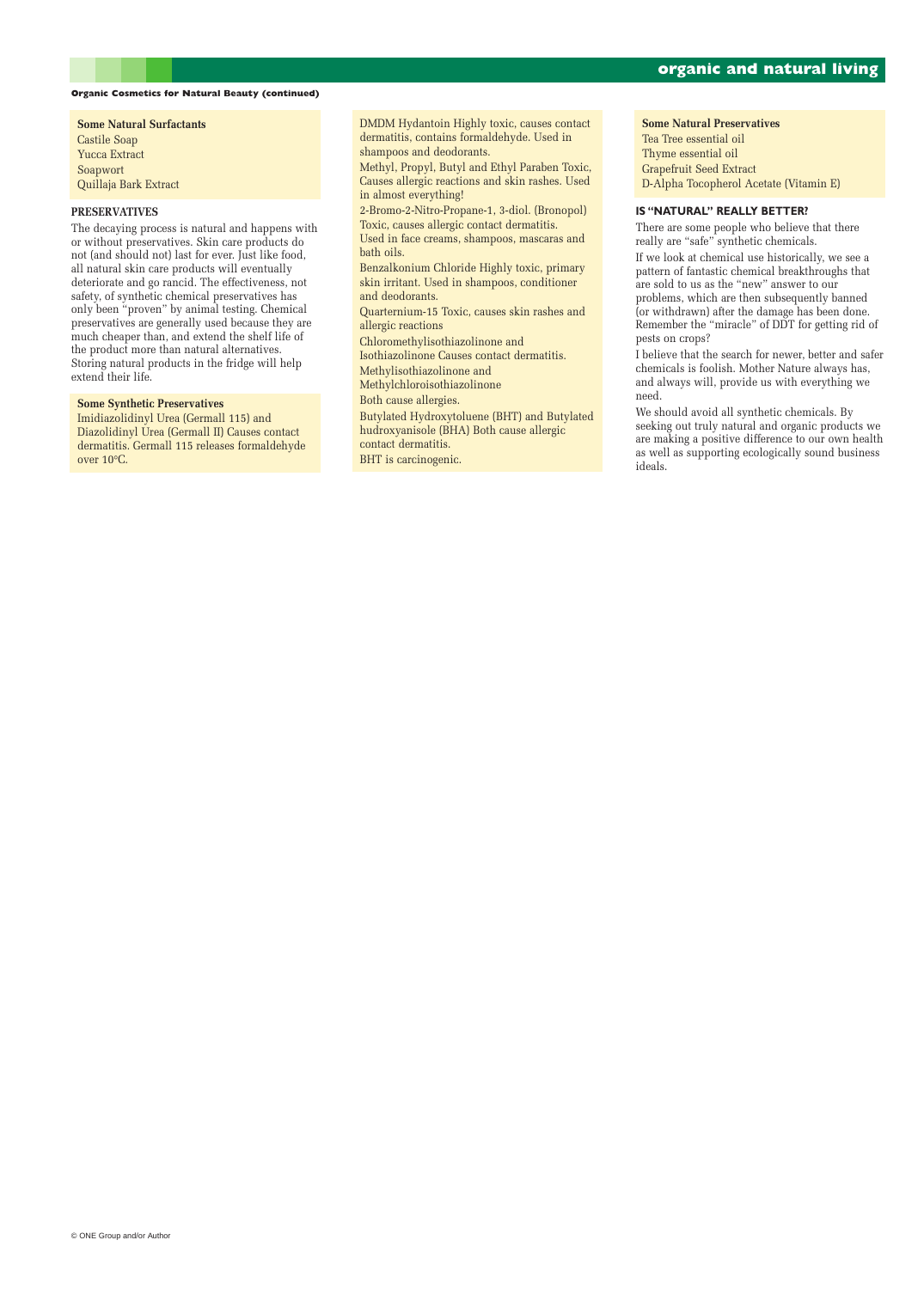**Organic Cosmetics for Natural Beauty (continued)**

**Some Natural Surfactants**

Castile Soap
Yucca Extract
Soapwort
Quillaja Bark Extract

### PRESERVATIVES

The decaying process is natural and happens with or without preservatives. Skin care products do not (and should not) last for ever. Just like food, all natural skin care products will eventually deteriorate and go rancid. The effectiveness, not safety, of synthetic chemical preservatives has only been "proven" by animal testing. Chemical preservatives are generally used because they are much cheaper than, and extend the shelf life of the product more than natural alternatives. Storing natural products in the fridge will help extend their life.

**Some Synthetic Preservatives**

Imidiazolidinyl Urea (Germall 115) and Diazolidinyl Urea (Germall II) Causes contact dermatitis. Germall 115 releases formaldehyde over 10°C.

DMDM Hydantoin Highly toxic, causes contact dermatitis, contains formaldehyde. Used in shampoos and deodorants.

Methyl, Propyl, Butyl and Ethyl Paraben Toxic, Causes allergic reactions and skin rashes. Used in almost everything!

2-Bromo-2-Nitro-Propane-1, 3-diol. (Bronopol) Toxic, causes allergic contact dermatitis. Used in face creams, shampoos, mascaras and bath oils.

Benzalkonium Chloride Highly toxic, primary skin irritant. Used in shampoos, conditioner and deodorants.

Quarternium-15 Toxic, causes skin rashes and allergic reactions

Chloromethylisothiazolinone and Isothiazolinone Causes contact dermatitis.

Methylisothiazolinone and Methylchloroisothiazolinone

Both cause allergies.

Butylated Hydroxytoluene (BHT) and Butylated hudroxyanisole (BHA) Both cause allergic contact dermatitis.

BHT is carcinogenic.

**Some Natural Preservatives**

Tea Tree essential oil
Thyme essential oil
Grapefruit Seed Extract
D-Alpha Tocopherol Acetate (Vitamin E)

### IS "NATURAL" REALLY BETTER?

There are some people who believe that there really are "safe" synthetic chemicals.

If we look at chemical use historically, we see a pattern of fantastic chemical breakthroughs that are sold to us as the "new" answer to our problems, which are then subsequently banned (or withdrawn) after the damage has been done. Remember the "miracle" of DDT for getting rid of pests on crops?

I believe that the search for newer, better and safer chemicals is foolish. Mother Nature always has, and always will, provide us with everything we need.

We should avoid all synthetic chemicals. By seeking out truly natural and organic products we are making a positive difference to our own health as well as supporting ecologically sound business ideals.

© ONE Group and/or Author